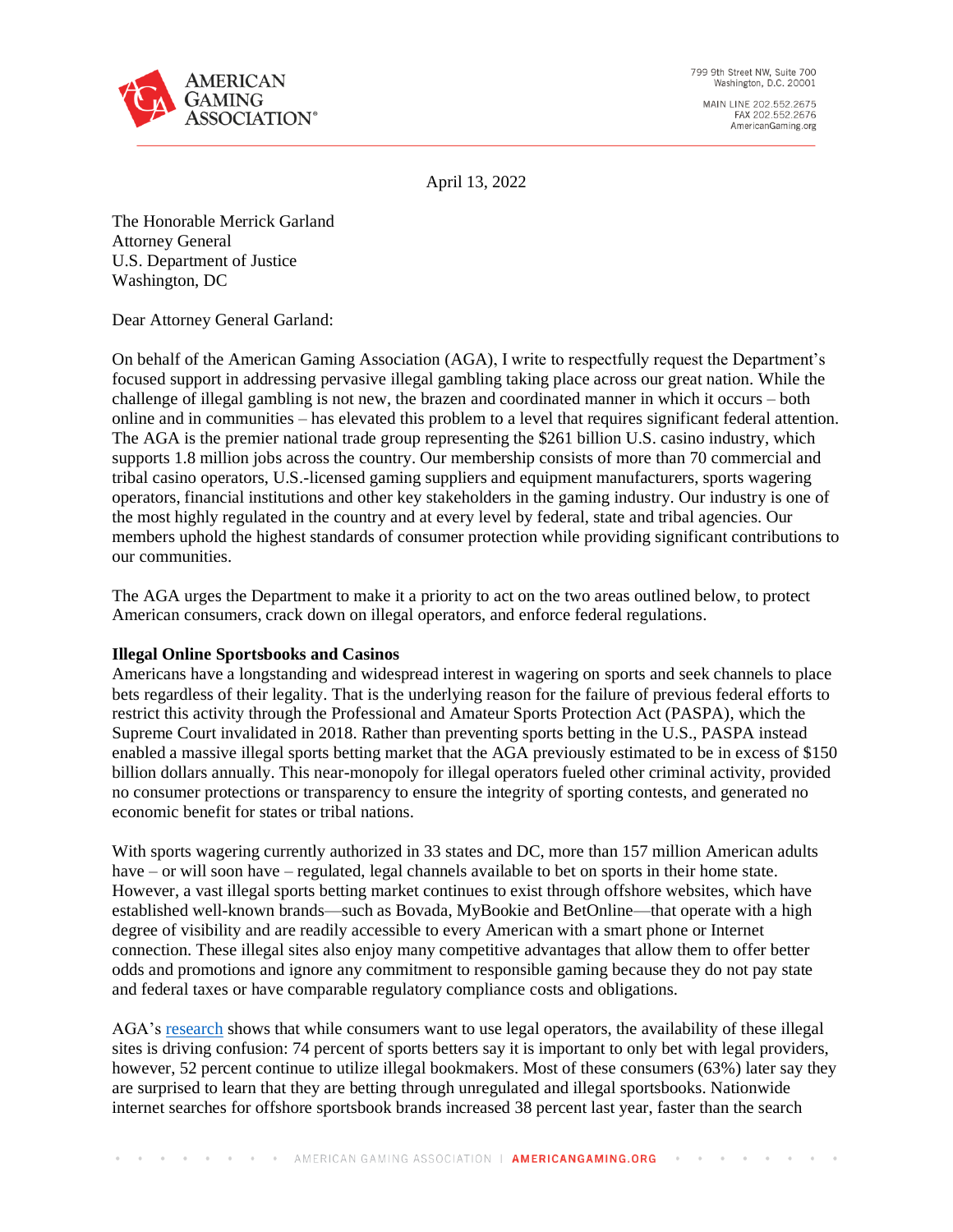AMERICAN GAMING ASSOCIATION®

799 9th Street NW, Suite 700
Washington, D.C. 20001

MAIN LINE 202.552.2675
FAX 202.552.2676
AmericanGaming.org

April 13, 2022

The Honorable Merrick Garland
Attorney General
U.S. Department of Justice
Washington, DC

Dear Attorney General Garland:

On behalf of the American Gaming Association (AGA), I write to respectfully request the Department's focused support in addressing pervasive illegal gambling taking place across our great nation. While the challenge of illegal gambling is not new, the brazen and coordinated manner in which it occurs – both online and in communities – has elevated this problem to a level that requires significant federal attention. The AGA is the premier national trade group representing the $261 billion U.S. casino industry, which supports 1.8 million jobs across the country. Our membership consists of more than 70 commercial and tribal casino operators, U.S.-licensed gaming suppliers and equipment manufacturers, sports wagering operators, financial institutions and other key stakeholders in the gaming industry. Our industry is one of the most highly regulated in the country and at every level by federal, state and tribal agencies. Our members uphold the highest standards of consumer protection while providing significant contributions to our communities.

The AGA urges the Department to make it a priority to act on the two areas outlined below, to protect American consumers, crack down on illegal operators, and enforce federal regulations.

**Illegal Online Sportsbooks and Casinos**

Americans have a longstanding and widespread interest in wagering on sports and seek channels to place bets regardless of their legality. That is the underlying reason for the failure of previous federal efforts to restrict this activity through the Professional and Amateur Sports Protection Act (PASPA), which the Supreme Court invalidated in 2018. Rather than preventing sports betting in the U.S., PASPA instead enabled a massive illegal sports betting market that the AGA previously estimated to be in excess of $150 billion dollars annually. This near-monopoly for illegal operators fueled other criminal activity, provided no consumer protections or transparency to ensure the integrity of sporting contests, and generated no economic benefit for states or tribal nations.

With sports wagering currently authorized in 33 states and DC, more than 157 million American adults have – or will soon have – regulated, legal channels available to bet on sports in their home state. However, a vast illegal sports betting market continues to exist through offshore websites, which have established well-known brands—such as Bovada, MyBookie and BetOnline—that operate with a high degree of visibility and are readily accessible to every American with a smart phone or Internet connection. These illegal sites also enjoy many competitive advantages that allow them to offer better odds and promotions and ignore any commitment to responsible gaming because they do not pay state and federal taxes or have comparable regulatory compliance costs and obligations.

AGA's research shows that while consumers want to use legal operators, the availability of these illegal sites is driving confusion: 74 percent of sports betters say it is important to only bet with legal providers, however, 52 percent continue to utilize illegal bookmakers. Most of these consumers (63%) later say they are surprised to learn that they are betting through unregulated and illegal sportsbooks. Nationwide internet searches for offshore sportsbook brands increased 38 percent last year, faster than the search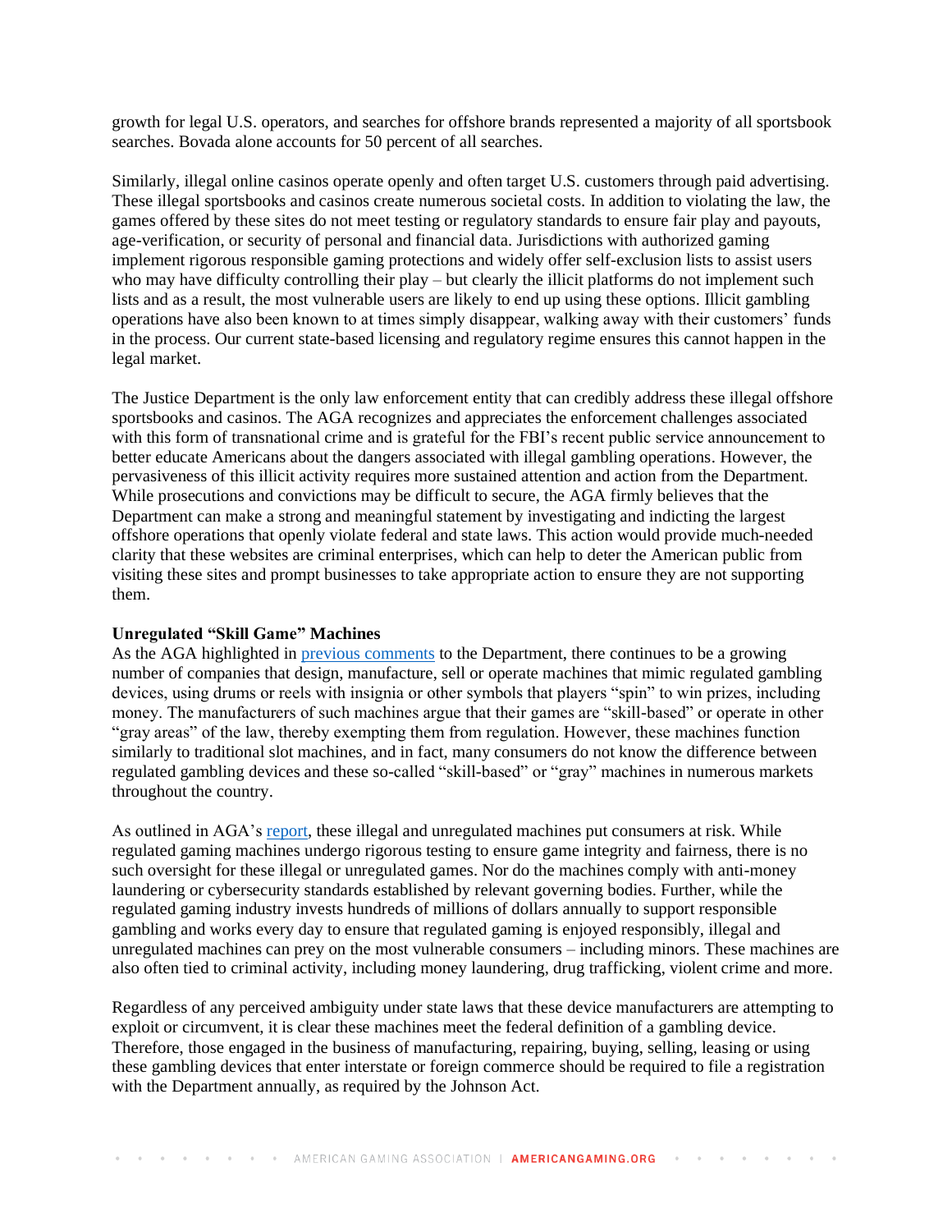growth for legal U.S. operators, and searches for offshore brands represented a majority of all sportsbook searches. Bovada alone accounts for 50 percent of all searches.

Similarly, illegal online casinos operate openly and often target U.S. customers through paid advertising. These illegal sportsbooks and casinos create numerous societal costs. In addition to violating the law, the games offered by these sites do not meet testing or regulatory standards to ensure fair play and payouts, age-verification, or security of personal and financial data. Jurisdictions with authorized gaming implement rigorous responsible gaming protections and widely offer self-exclusion lists to assist users who may have difficulty controlling their play – but clearly the illicit platforms do not implement such lists and as a result, the most vulnerable users are likely to end up using these options. Illicit gambling operations have also been known to at times simply disappear, walking away with their customers' funds in the process. Our current state-based licensing and regulatory regime ensures this cannot happen in the legal market.

The Justice Department is the only law enforcement entity that can credibly address these illegal offshore sportsbooks and casinos. The AGA recognizes and appreciates the enforcement challenges associated with this form of transnational crime and is grateful for the FBI's recent public service announcement to better educate Americans about the dangers associated with illegal gambling operations. However, the pervasiveness of this illicit activity requires more sustained attention and action from the Department. While prosecutions and convictions may be difficult to secure, the AGA firmly believes that the Department can make a strong and meaningful statement by investigating and indicting the largest offshore operations that openly violate federal and state laws. This action would provide much-needed clarity that these websites are criminal enterprises, which can help to deter the American public from visiting these sites and prompt businesses to take appropriate action to ensure they are not supporting them.

**Unregulated "Skill Game" Machines**

As the AGA highlighted in previous comments to the Department, there continues to be a growing number of companies that design, manufacture, sell or operate machines that mimic regulated gambling devices, using drums or reels with insignia or other symbols that players "spin" to win prizes, including money. The manufacturers of such machines argue that their games are "skill-based" or operate in other "gray areas" of the law, thereby exempting them from regulation. However, these machines function similarly to traditional slot machines, and in fact, many consumers do not know the difference between regulated gambling devices and these so-called "skill-based" or "gray" machines in numerous markets throughout the country.

As outlined in AGA's report, these illegal and unregulated machines put consumers at risk. While regulated gaming machines undergo rigorous testing to ensure game integrity and fairness, there is no such oversight for these illegal or unregulated games. Nor do the machines comply with anti-money laundering or cybersecurity standards established by relevant governing bodies. Further, while the regulated gaming industry invests hundreds of millions of dollars annually to support responsible gambling and works every day to ensure that regulated gaming is enjoyed responsibly, illegal and unregulated machines can prey on the most vulnerable consumers – including minors. These machines are also often tied to criminal activity, including money laundering, drug trafficking, violent crime and more.

Regardless of any perceived ambiguity under state laws that these device manufacturers are attempting to exploit or circumvent, it is clear these machines meet the federal definition of a gambling device. Therefore, those engaged in the business of manufacturing, repairing, buying, selling, leasing or using these gambling devices that enter interstate or foreign commerce should be required to file a registration with the Department annually, as required by the Johnson Act.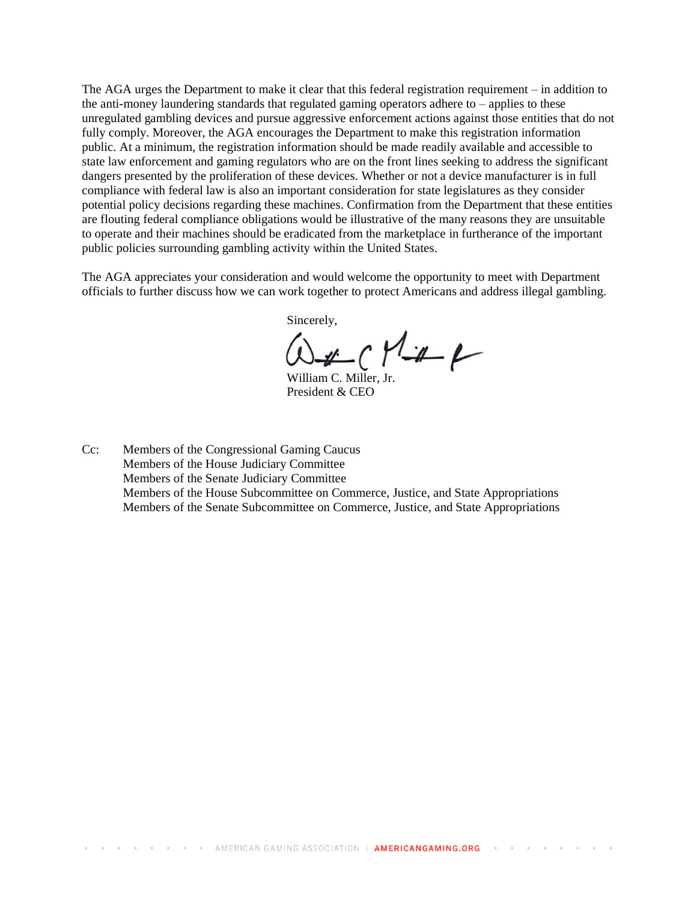The AGA urges the Department to make it clear that this federal registration requirement – in addition to the anti-money laundering standards that regulated gaming operators adhere to – applies to these unregulated gambling devices and pursue aggressive enforcement actions against those entities that do not fully comply. Moreover, the AGA encourages the Department to make this registration information public. At a minimum, the registration information should be made readily available and accessible to state law enforcement and gaming regulators who are on the front lines seeking to address the significant dangers presented by the proliferation of these devices. Whether or not a device manufacturer is in full compliance with federal law is also an important consideration for state legislatures as they consider potential policy decisions regarding these machines. Confirmation from the Department that these entities are flouting federal compliance obligations would be illustrative of the many reasons they are unsuitable to operate and their machines should be eradicated from the marketplace in furtherance of the important public policies surrounding gambling activity within the United States.

The AGA appreciates your consideration and would welcome the opportunity to meet with Department officials to further discuss how we can work together to protect Americans and address illegal gambling.

Sincerely,

William C. Miller, Jr.
President & CEO

Cc: Members of the Congressional Gaming Caucus
Members of the House Judiciary Committee
Members of the Senate Judiciary Committee
Members of the House Subcommittee on Commerce, Justice, and State Appropriations
Members of the Senate Subcommittee on Commerce, Justice, and State Appropriations